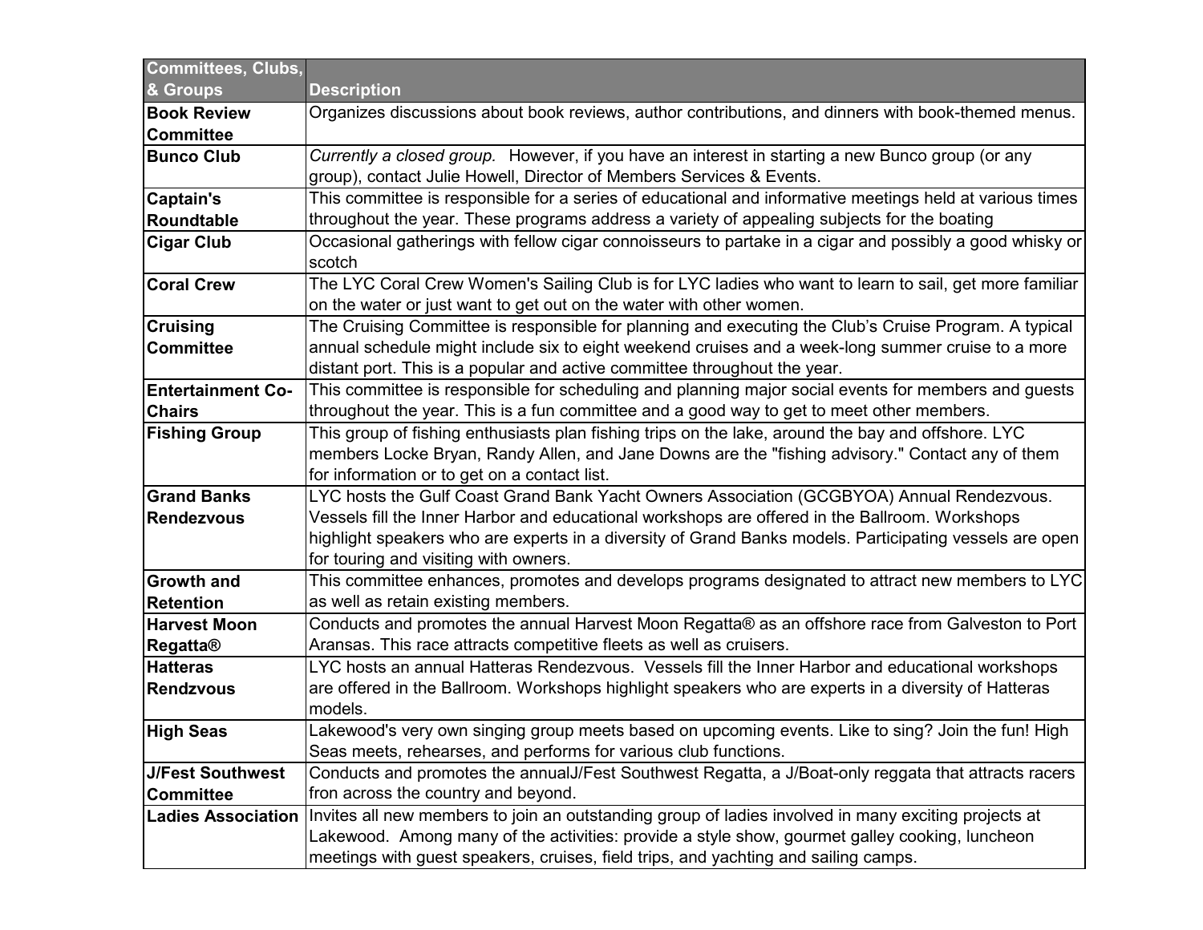| Committees, Clubs, & Groups | Description |
| --- | --- |
| **Book Review Committee** | Organizes discussions about book reviews, author contributions, and dinners with book-themed menus. |
| **Bunco Club** | *Currently a closed group.* However, if you have an interest in starting a new Bunco group (or any group), contact Julie Howell, Director of Members Services & Events. |
| **Captain's Roundtable** | This committee is responsible for a series of educational and informative meetings held at various times throughout the year. These programs address a variety of appealing subjects for the boating |
| **Cigar Club** | Occasional gatherings with fellow cigar connoisseurs to partake in a cigar and possibly a good whisky or scotch |
| **Coral Crew** | The LYC Coral Crew Women's Sailing Club is for LYC ladies who want to learn to sail, get more familiar on the water or just want to get out on the water with other women. |
| **Cruising Committee** | The Cruising Committee is responsible for planning and executing the Club's Cruise Program. A typical annual schedule might include six to eight weekend cruises and a week-long summer cruise to a more distant port. This is a popular and active committee throughout the year. |
| **Entertainment Co-Chairs** | This committee is responsible for scheduling and planning major social events for members and guests throughout the year. This is a fun committee and a good way to get to meet other members. |
| **Fishing Group** | This group of fishing enthusiasts plan fishing trips on the lake, around the bay and offshore. LYC members Locke Bryan, Randy Allen, and Jane Downs are the "fishing advisory." Contact any of them for information or to get on a contact list. |
| **Grand Banks Rendezvous** | LYC hosts the Gulf Coast Grand Bank Yacht Owners Association (GCGBYOA) Annual Rendezvous. Vessels fill the Inner Harbor and educational workshops are offered in the Ballroom. Workshops highlight speakers who are experts in a diversity of Grand Banks models. Participating vessels are open for touring and visiting with owners. |
| **Growth and Retention** | This committee enhances, promotes and develops programs designated to attract new members to LYC as well as retain existing members. |
| **Harvest Moon Regatta®** | Conducts and promotes the annual Harvest Moon Regatta® as an offshore race from Galveston to Port Aransas. This race attracts competitive fleets as well as cruisers. |
| **Hatteras Rendzvous** | LYC hosts an annual Hatteras Rendezvous. Vessels fill the Inner Harbor and educational workshops are offered in the Ballroom. Workshops highlight speakers who are experts in a diversity of Hatteras models. |
| **High Seas** | Lakewood's very own singing group meets based on upcoming events. Like to sing? Join the fun! High Seas meets, rehearses, and performs for various club functions. |
| **J/Fest Southwest Committee** | Conducts and promotes the annualJ/Fest Southwest Regatta, a J/Boat-only reggata that attracts racers fron across the country and beyond. |
| **Ladies Association** | Invites all new members to join an outstanding group of ladies involved in many exciting projects at Lakewood. Among many of the activities: provide a style show, gourmet galley cooking, luncheon meetings with guest speakers, cruises, field trips, and yachting and sailing camps. |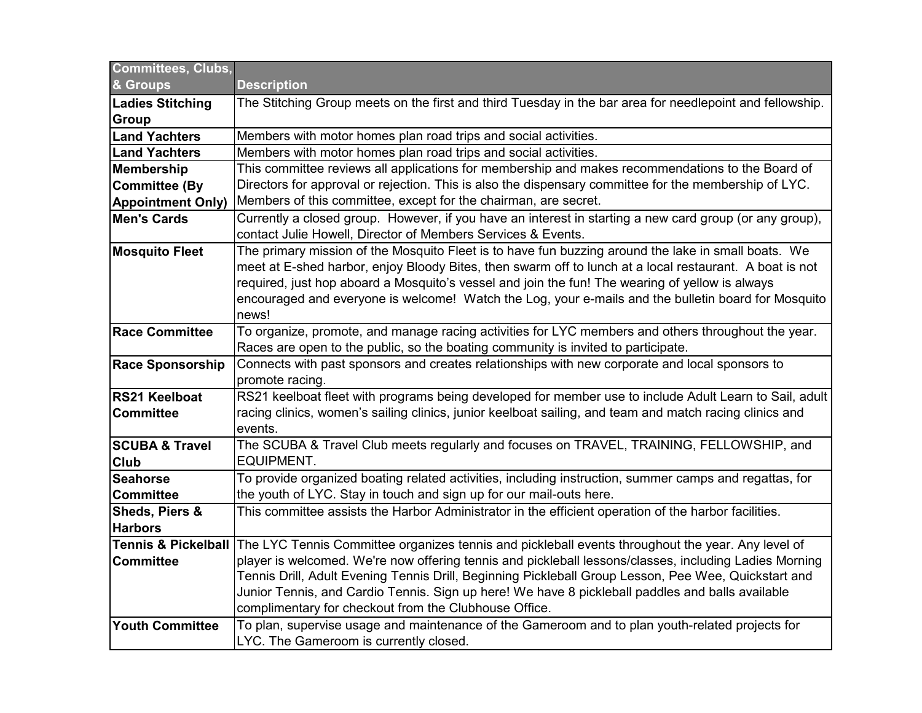| Committees, Clubs, & Groups | Description |
|---|---|
| **Ladies Stitching Group** | The Stitching Group meets on the first and third Tuesday in the bar area for needlepoint and fellowship. |
| **Land Yachters** | Members with motor homes plan road trips and social activities. |
| **Land Yachters** | Members with motor homes plan road trips and social activities. |
| **Membership Committee (By Appointment Only)** | This committee reviews all applications for membership and makes recommendations to the Board of Directors for approval or rejection. This is also the dispensary committee for the membership of LYC. Members of this committee, except for the chairman, are secret. |
| **Men's Cards** | Currently a closed group. However, if you have an interest in starting a new card group (or any group), contact Julie Howell, Director of Members Services & Events. |
| **Mosquito Fleet** | The primary mission of the Mosquito Fleet is to have fun buzzing around the lake in small boats. We meet at E-shed harbor, enjoy Bloody Bites, then swarm off to lunch at a local restaurant. A boat is not required, just hop aboard a Mosquito's vessel and join the fun! The wearing of yellow is always encouraged and everyone is welcome! Watch the Log, your e-mails and the bulletin board for Mosquito news! |
| **Race Committee** | To organize, promote, and manage racing activities for LYC members and others throughout the year. Races are open to the public, so the boating community is invited to participate. |
| **Race Sponsorship** | Connects with past sponsors and creates relationships with new corporate and local sponsors to promote racing. |
| **RS21 Keelboat Committee** | RS21 keelboat fleet with programs being developed for member use to include Adult Learn to Sail, adult racing clinics, women's sailing clinics, junior keelboat sailing, and team and match racing clinics and events. |
| **SCUBA & Travel Club** | The SCUBA & Travel Club meets regularly and focuses on TRAVEL, TRAINING, FELLOWSHIP, and EQUIPMENT. |
| **Seahorse Committee** | To provide organized boating related activities, including instruction, summer camps and regattas, for the youth of LYC. Stay in touch and sign up for our mail-outs here. |
| **Sheds, Piers & Harbors** | This committee assists the Harbor Administrator in the efficient operation of the harbor facilities. |
| **Tennis & Pickelball Committee** | The LYC Tennis Committee organizes tennis and pickleball events throughout the year. Any level of player is welcomed. We're now offering tennis and pickleball lessons/classes, including Ladies Morning Tennis Drill, Adult Evening Tennis Drill, Beginning Pickleball Group Lesson, Pee Wee, Quickstart and Junior Tennis, and Cardio Tennis. Sign up here! We have 8 pickleball paddles and balls available complimentary for checkout from the Clubhouse Office. |
| **Youth Committee** | To plan, supervise usage and maintenance of the Gameroom and to plan youth-related projects for LYC. The Gameroom is currently closed. |